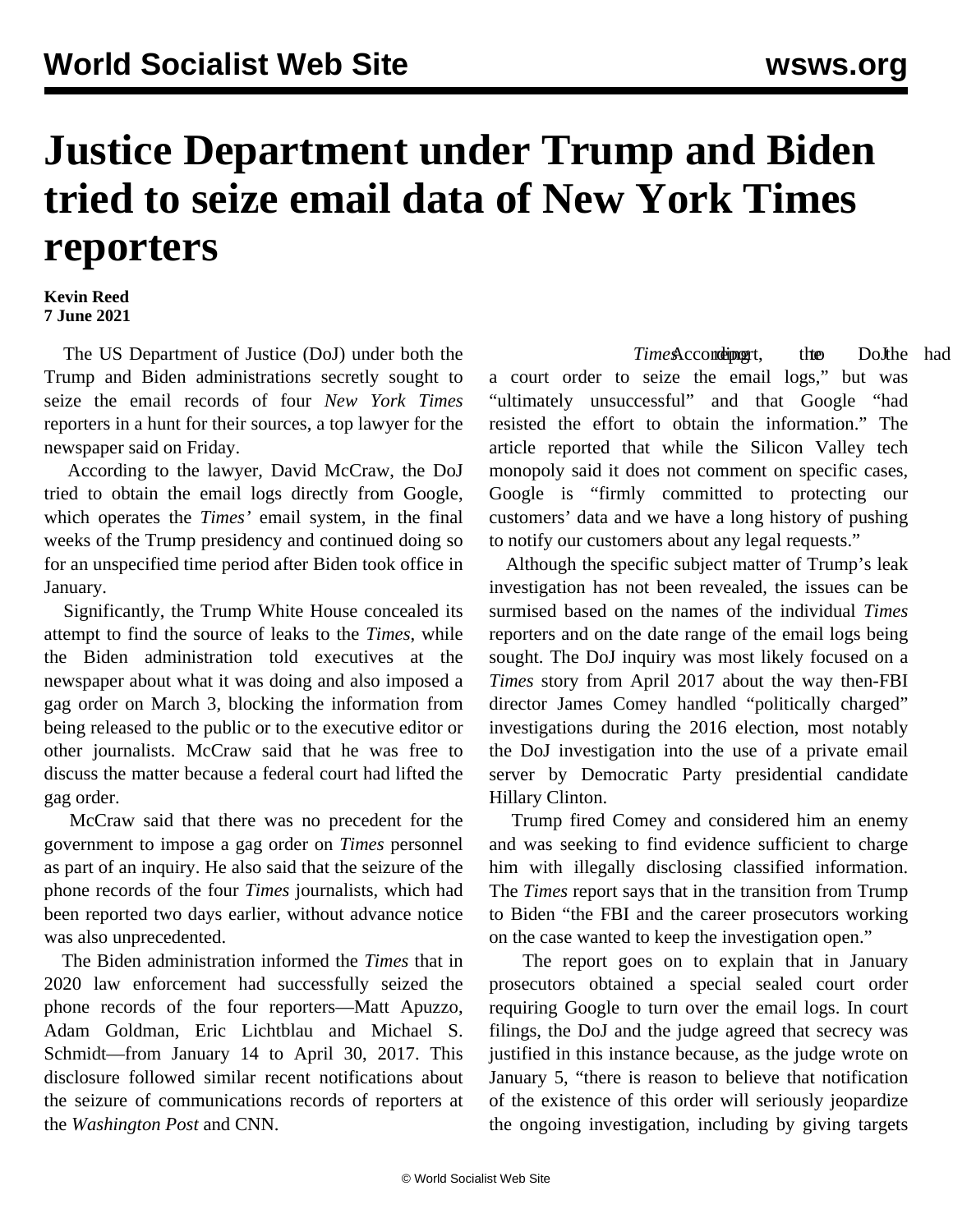# Justice Department under Trump and Biden tried to seize email data of New York Times reporters

**Kevin Reed**
**7 June 2021**

The US Department of Justice (DoJ) under both the Trump and Biden administrations secretly sought to seize the email records of four *New York Times* reporters in a hunt for their sources, a top lawyer for the newspaper said on Friday.

According to the lawyer, David McCraw, the DoJ tried to obtain the email logs directly from Google, which operates the *Times'* email system, in the final weeks of the Trump presidency and continued doing so for an unspecified time period after Biden took office in January.

Significantly, the Trump White House concealed its attempt to find the source of leaks to the *Times*, while the Biden administration told executives at the newspaper about what it was doing and also imposed a gag order on March 3, blocking the information from being released to the public or to the executive editor or other journalists. McCraw said that he was free to discuss the matter because a federal court had lifted the gag order.

McCraw said that there was no precedent for the government to impose a gag order on *Times* personnel as part of an inquiry. He also said that the seizure of the phone records of the four *Times* journalists, which had been reported two days earlier, without advance notice was also unprecedented.

The Biden administration informed the *Times* that in 2020 law enforcement had successfully seized the phone records of the four reporters—Matt Apuzzo, Adam Goldman, Eric Lichtblau and Michael S. Schmidt—from January 14 to April 30, 2017. This disclosure followed similar recent notifications about the seizure of communications records of reporters at the *Washington Post* and CNN.

According to the *Times* report, the DoJ had a court order to seize the email logs," but was "ultimately unsuccessful" and that Google "had resisted the effort to obtain the information." The article reported that while the Silicon Valley tech monopoly said it does not comment on specific cases, Google is "firmly committed to protecting our customers' data and we have a long history of pushing to notify our customers about any legal requests."

Although the specific subject matter of Trump's leak investigation has not been revealed, the issues can be surmised based on the names of the individual *Times* reporters and on the date range of the email logs being sought. The DoJ inquiry was most likely focused on a *Times* story from April 2017 about the way then-FBI director James Comey handled "politically charged" investigations during the 2016 election, most notably the DoJ investigation into the use of a private email server by Democratic Party presidential candidate Hillary Clinton.

Trump fired Comey and considered him an enemy and was seeking to find evidence sufficient to charge him with illegally disclosing classified information. The *Times* report says that in the transition from Trump to Biden "the FBI and the career prosecutors working on the case wanted to keep the investigation open."

The report goes on to explain that in January prosecutors obtained a special sealed court order requiring Google to turn over the email logs. In court filings, the DoJ and the judge agreed that secrecy was justified in this instance because, as the judge wrote on January 5, "there is reason to believe that notification of the existence of this order will seriously jeopardize the ongoing investigation, including by giving targets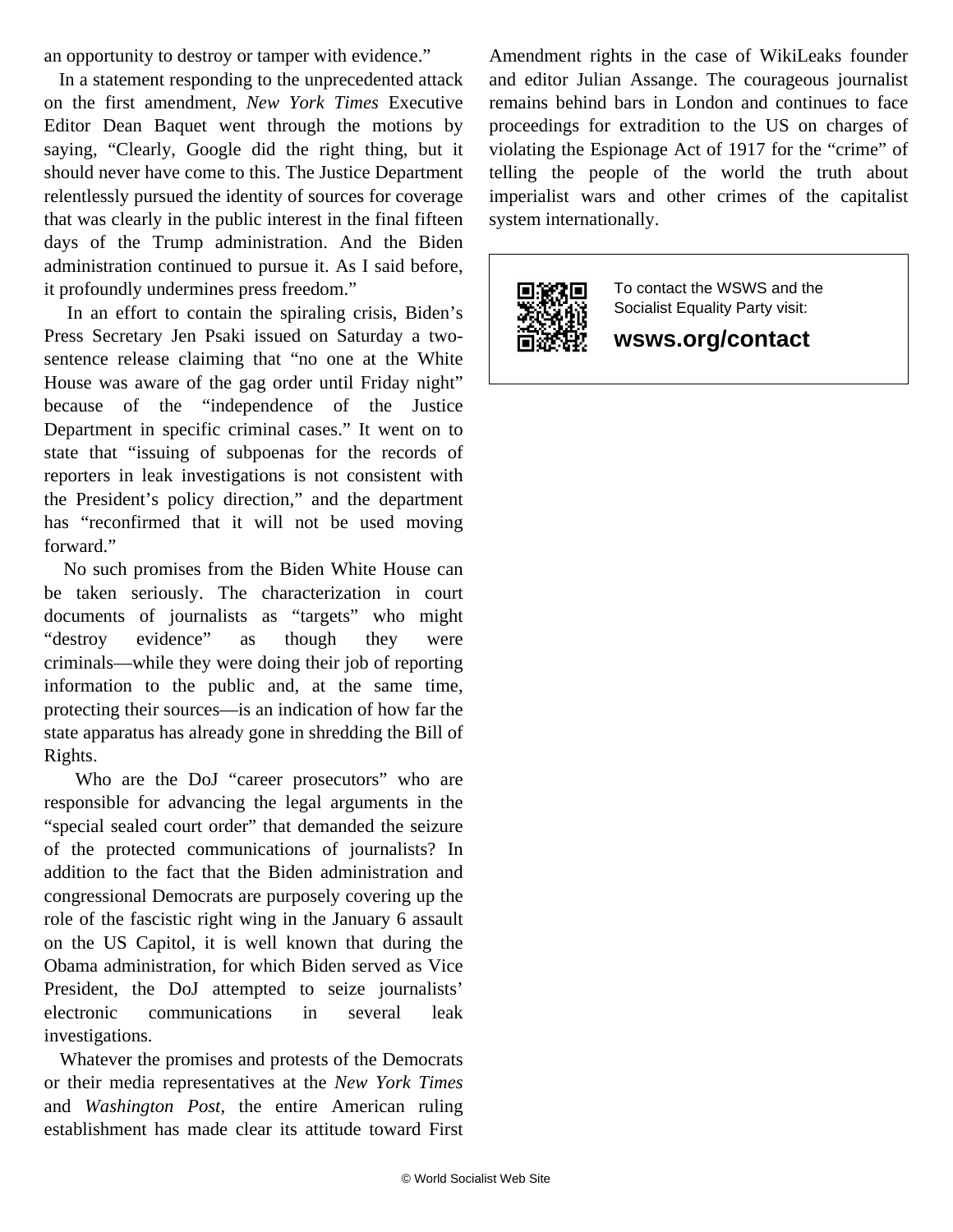an opportunity to destroy or tamper with evidence."

In a statement responding to the unprecedented attack on the first amendment, *New York Times* Executive Editor Dean Baquet went through the motions by saying, "Clearly, Google did the right thing, but it should never have come to this. The Justice Department relentlessly pursued the identity of sources for coverage that was clearly in the public interest in the final fifteen days of the Trump administration. And the Biden administration continued to pursue it. As I said before, it profoundly undermines press freedom."

In an effort to contain the spiraling crisis, Biden's Press Secretary Jen Psaki issued on Saturday a two-sentence release claiming that "no one at the White House was aware of the gag order until Friday night" because of the "independence of the Justice Department in specific criminal cases." It went on to state that "issuing of subpoenas for the records of reporters in leak investigations is not consistent with the President's policy direction," and the department has "reconfirmed that it will not be used moving forward."

No such promises from the Biden White House can be taken seriously. The characterization in court documents of journalists as "targets" who might "destroy evidence" as though they were criminals—while they were doing their job of reporting information to the public and, at the same time, protecting their sources—is an indication of how far the state apparatus has already gone in shredding the Bill of Rights.

Who are the DoJ "career prosecutors" who are responsible for advancing the legal arguments in the "special sealed court order" that demanded the seizure of the protected communications of journalists? In addition to the fact that the Biden administration and congressional Democrats are purposely covering up the role of the fascistic right wing in the January 6 assault on the US Capitol, it is well known that during the Obama administration, for which Biden served as Vice President, the DoJ attempted to seize journalists' electronic communications in several leak investigations.

Whatever the promises and protests of the Democrats or their media representatives at the *New York Times* and *Washington Post*, the entire American ruling establishment has made clear its attitude toward First Amendment rights in the case of WikiLeaks founder and editor Julian Assange. The courageous journalist remains behind bars in London and continues to face proceedings for extradition to the US on charges of violating the Espionage Act of 1917 for the "crime" of telling the people of the world the truth about imperialist wars and other crimes of the capitalist system internationally.

To contact the WSWS and the Socialist Equality Party visit:

**wsws.org/contact**